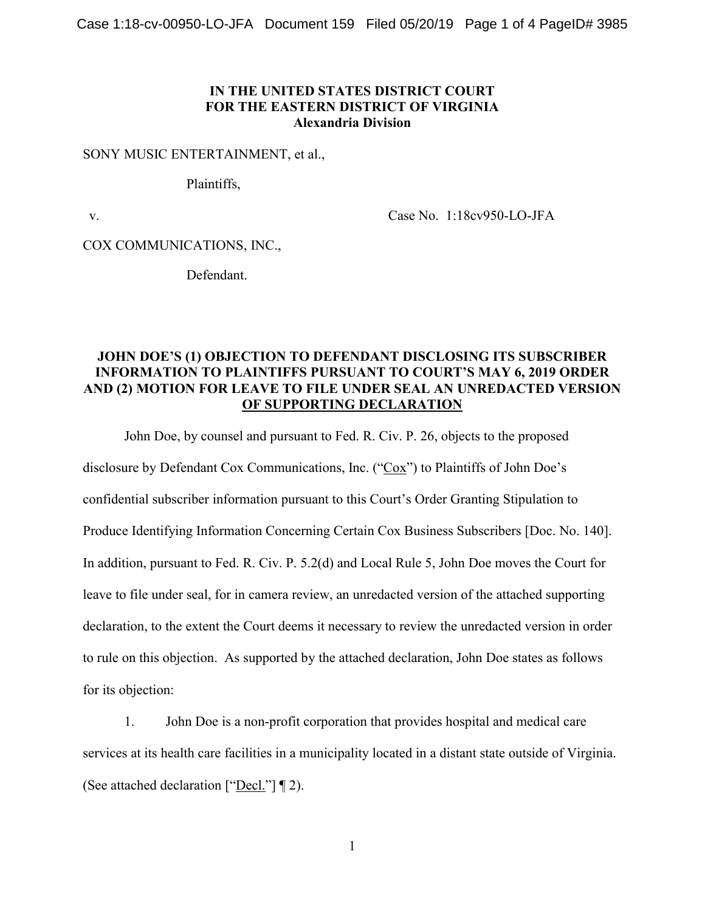**IN THE UNITED STATES DISTRICT COURT**
**FOR THE EASTERN DISTRICT OF VIRGINIA**
**Alexandria Division**

SONY MUSIC ENTERTAINMENT, et al.,

Plaintiffs,

v. Case No. 1:18cv950-LO-JFA

COX COMMUNICATIONS, INC.,

Defendant.

## JOHN DOE'S (1) OBJECTION TO DEFENDANT DISCLOSING ITS SUBSCRIBER INFORMATION TO PLAINTIFFS PURSUANT TO COURT'S MAY 6, 2019 ORDER AND (2) MOTION FOR LEAVE TO FILE UNDER SEAL AN UNREDACTED VERSION OF SUPPORTING DECLARATION

John Doe, by counsel and pursuant to Fed. R. Civ. P. 26, objects to the proposed disclosure by Defendant Cox Communications, Inc. ("Cox") to Plaintiffs of John Doe's confidential subscriber information pursuant to this Court's Order Granting Stipulation to Produce Identifying Information Concerning Certain Cox Business Subscribers [Doc. No. 140]. In addition, pursuant to Fed. R. Civ. P. 5.2(d) and Local Rule 5, John Doe moves the Court for leave to file under seal, for in camera review, an unredacted version of the attached supporting declaration, to the extent the Court deems it necessary to review the unredacted version in order to rule on this objection. As supported by the attached declaration, John Doe states as follows for its objection:

1. John Doe is a non-profit corporation that provides hospital and medical care services at its health care facilities in a municipality located in a distant state outside of Virginia. (See attached declaration ["Decl."] ¶ 2).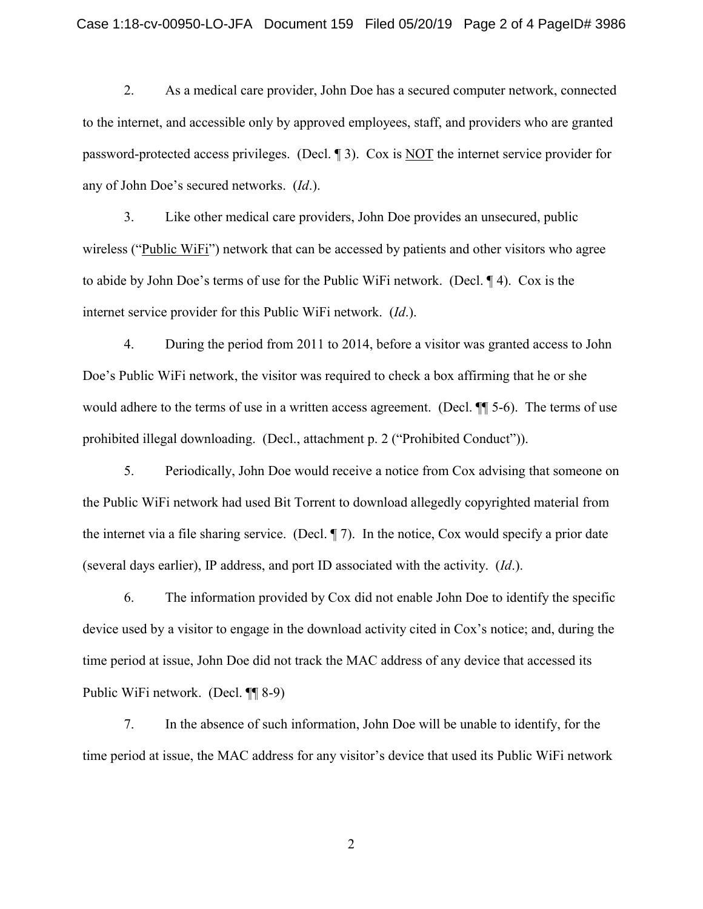2. As a medical care provider, John Doe has a secured computer network, connected to the internet, and accessible only by approved employees, staff, and providers who are granted password-protected access privileges. (Decl. ¶ 3). Cox is <u>NOT</u> the internet service provider for any of John Doe's secured networks. (*Id*.).

3. Like other medical care providers, John Doe provides an unsecured, public wireless ("<u>Public WiFi</u>") network that can be accessed by patients and other visitors who agree to abide by John Doe's terms of use for the Public WiFi network. (Decl. ¶ 4). Cox is the internet service provider for this Public WiFi network. (*Id*.).

4. During the period from 2011 to 2014, before a visitor was granted access to John Doe's Public WiFi network, the visitor was required to check a box affirming that he or she would adhere to the terms of use in a written access agreement. (Decl. ¶¶ 5-6). The terms of use prohibited illegal downloading. (Decl., attachment p. 2 ("Prohibited Conduct")).

5. Periodically, John Doe would receive a notice from Cox advising that someone on the Public WiFi network had used Bit Torrent to download allegedly copyrighted material from the internet via a file sharing service. (Decl. ¶ 7). In the notice, Cox would specify a prior date (several days earlier), IP address, and port ID associated with the activity. (*Id*.).

6. The information provided by Cox did not enable John Doe to identify the specific device used by a visitor to engage in the download activity cited in Cox's notice; and, during the time period at issue, John Doe did not track the MAC address of any device that accessed its Public WiFi network. (Decl. ¶¶ 8-9)

7. In the absence of such information, John Doe will be unable to identify, for the time period at issue, the MAC address for any visitor's device that used its Public WiFi network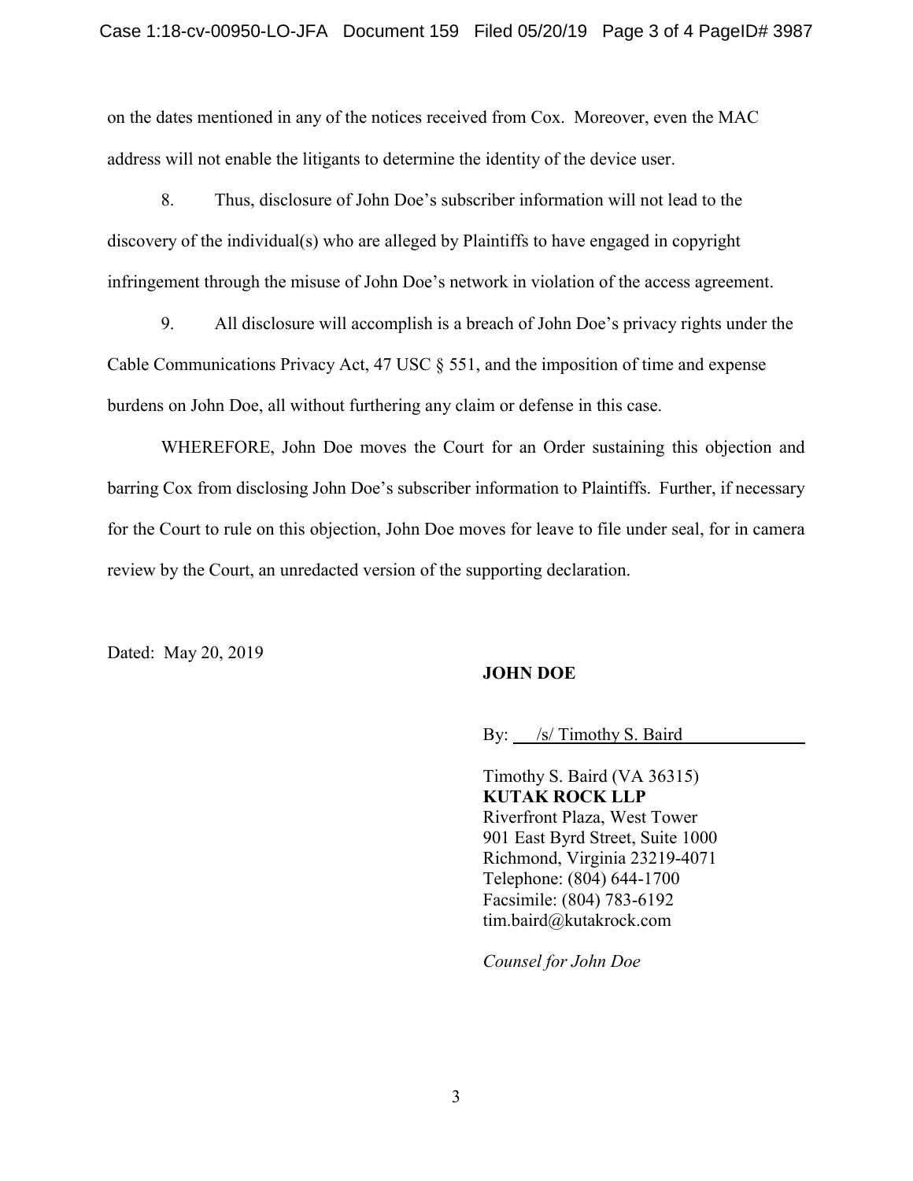on the dates mentioned in any of the notices received from Cox. Moreover, even the MAC address will not enable the litigants to determine the identity of the device user.

8. Thus, disclosure of John Doe's subscriber information will not lead to the discovery of the individual(s) who are alleged by Plaintiffs to have engaged in copyright infringement through the misuse of John Doe's network in violation of the access agreement.

9. All disclosure will accomplish is a breach of John Doe's privacy rights under the Cable Communications Privacy Act, 47 USC § 551, and the imposition of time and expense burdens on John Doe, all without furthering any claim or defense in this case.

WHEREFORE, John Doe moves the Court for an Order sustaining this objection and barring Cox from disclosing John Doe's subscriber information to Plaintiffs. Further, if necessary for the Court to rule on this objection, John Doe moves for leave to file under seal, for in camera review by the Court, an unredacted version of the supporting declaration.

Dated: May 20, 2019

**JOHN DOE**

By: /s/ Timothy S. Baird

Timothy S. Baird (VA 36315)
**KUTAK ROCK LLP**
Riverfront Plaza, West Tower
901 East Byrd Street, Suite 1000
Richmond, Virginia 23219-4071
Telephone: (804) 644-1700
Facsimile: (804) 783-6192
tim.baird@kutakrock.com

*Counsel for John Doe*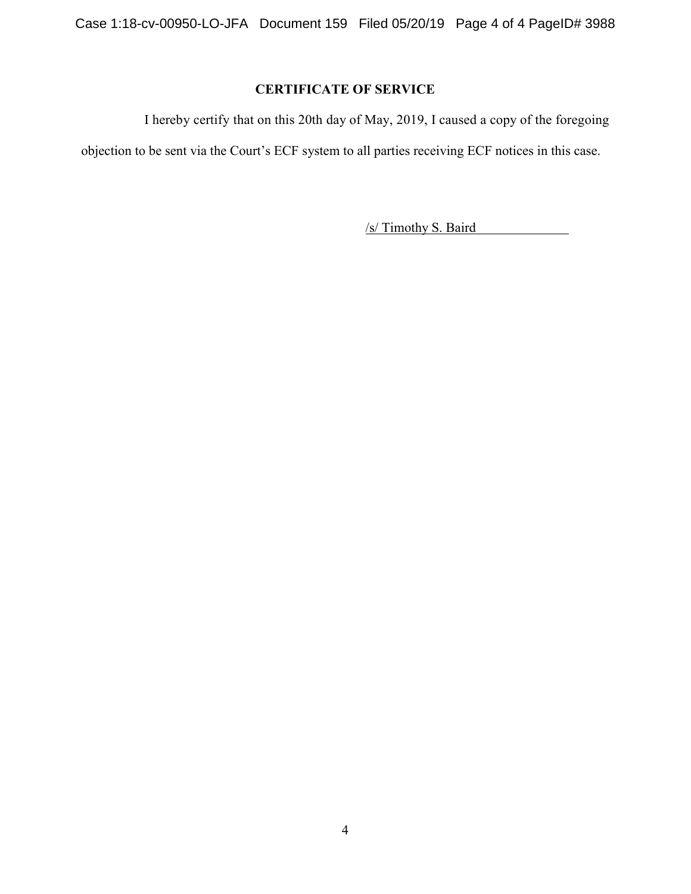## CERTIFICATE OF SERVICE

I hereby certify that on this 20th day of May, 2019, I caused a copy of the foregoing objection to be sent via the Court's ECF system to all parties receiving ECF notices in this case.

/s/ Timothy S. Baird